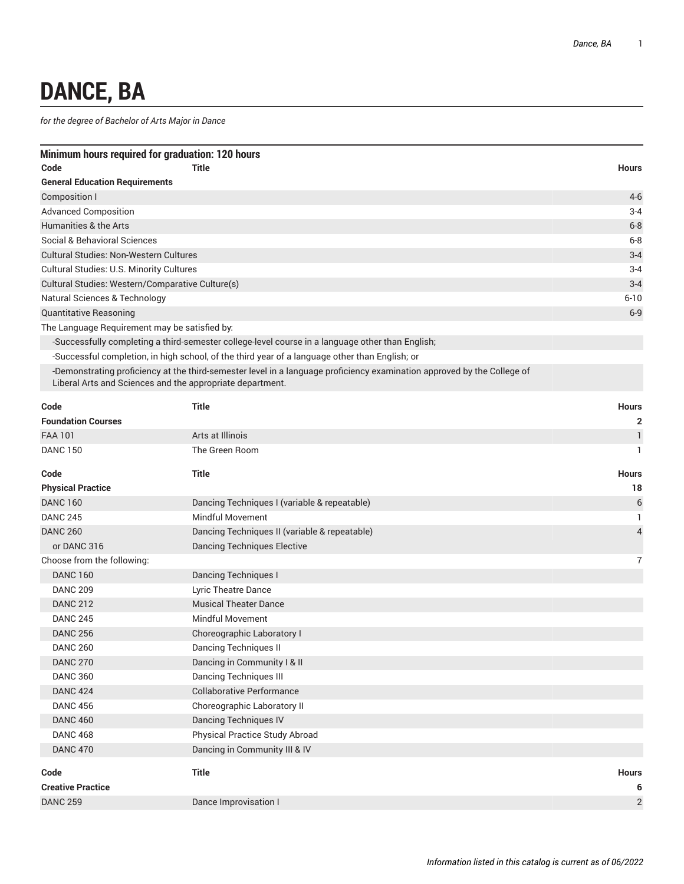# DANCE, BA

*for the degree of Bachelor of Arts Major in Dance*

**Minimum hours required for graduation: 120 hours**

| Code | Title | Hours |
|---|---|---|
| **General Education Requirements** | | |
| Composition I | | 4-6 |
| Advanced Composition | | 3-4 |
| Humanities & the Arts | | 6-8 |
| Social & Behavioral Sciences | | 6-8 |
| Cultural Studies: Non-Western Cultures | | 3-4 |
| Cultural Studies: U.S. Minority Cultures | | 3-4 |
| Cultural Studies: Western/Comparative Culture(s) | | 3-4 |
| Natural Sciences & Technology | | 6-10 |
| Quantitative Reasoning | | 6-9 |
| The Language Requirement may be satisfied by: | | |
| -Successfully completing a third-semester college-level course in a language other than English; | | |
| -Successful completion, in high school, of the third year of a language other than English; or | | |
| -Demonstrating proficiency at the third-semester level in a language proficiency examination approved by the College of Liberal Arts and Sciences and the appropriate department. | | |

| Code | Title | Hours |
|---|---|---|
| **Foundation Courses** | | **2** |
| FAA 101 | Arts at Illinois | 1 |
| DANC 150 | The Green Room | 1 |

| Code | Title | Hours |
|---|---|---|
| **Physical Practice** | | **18** |
| DANC 160 | Dancing Techniques I (variable & repeatable) | 6 |
| DANC 245 | Mindful Movement | 1 |
| DANC 260 | Dancing Techniques II (variable & repeatable) | 4 |
| or DANC 316 | Dancing Techniques Elective | |
| Choose from the following: | | 7 |
| DANC 160 | Dancing Techniques I | |
| DANC 209 | Lyric Theatre Dance | |
| DANC 212 | Musical Theater Dance | |
| DANC 245 | Mindful Movement | |
| DANC 256 | Choreographic Laboratory I | |
| DANC 260 | Dancing Techniques II | |
| DANC 270 | Dancing in Community I & II | |
| DANC 360 | Dancing Techniques III | |
| DANC 424 | Collaborative Performance | |
| DANC 456 | Choreographic Laboratory II | |
| DANC 460 | Dancing Techniques IV | |
| DANC 468 | Physical Practice Study Abroad | |
| DANC 470 | Dancing in Community III & IV | |

| Code | Title | Hours |
|---|---|---|
| **Creative Practice** | | **6** |
| DANC 259 | Dance Improvisation I | 2 |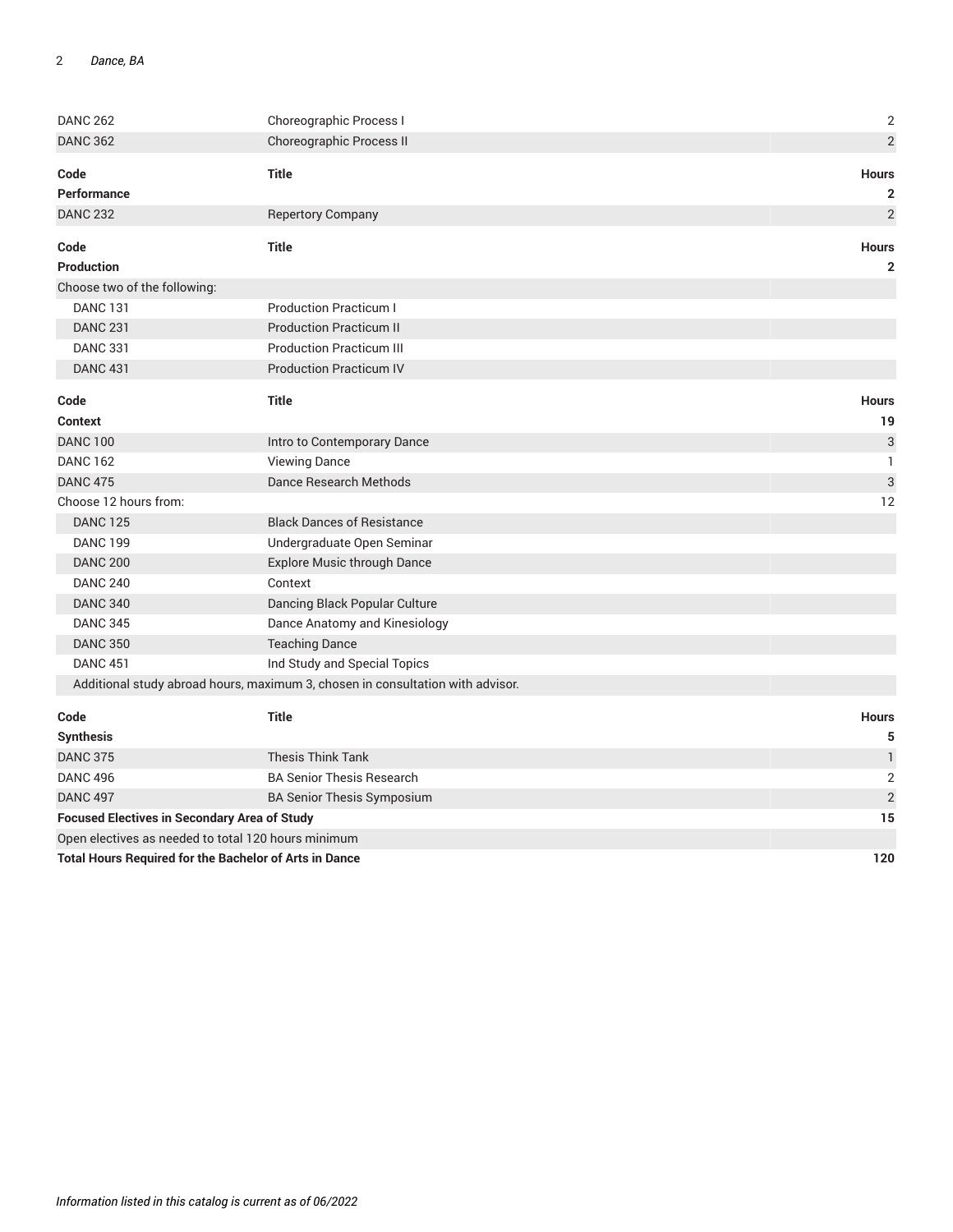| | | |
|---|---|---|
| DANC 262 | Choreographic Process I | 2 |
| DANC 362 | Choreographic Process II | 2 |

| Code | Title | Hours |
|---|---|---|
| **Performance** | | **2** |
| DANC 232 | Repertory Company | 2 |

| Code | Title | Hours |
|---|---|---|
| **Production** | | **2** |
| Choose two of the following: | | |
| DANC 131 | Production Practicum I | |
| DANC 231 | Production Practicum II | |
| DANC 331 | Production Practicum III | |
| DANC 431 | Production Practicum IV | |

| Code | Title | Hours |
|---|---|---|
| **Context** | | **19** |
| DANC 100 | Intro to Contemporary Dance | 3 |
| DANC 162 | Viewing Dance | 1 |
| DANC 475 | Dance Research Methods | 3 |
| Choose 12 hours from: | | 12 |
| DANC 125 | Black Dances of Resistance | |
| DANC 199 | Undergraduate Open Seminar | |
| DANC 200 | Explore Music through Dance | |
| DANC 240 | Context | |
| DANC 340 | Dancing Black Popular Culture | |
| DANC 345 | Dance Anatomy and Kinesiology | |
| DANC 350 | Teaching Dance | |
| DANC 451 | Ind Study and Special Topics | |
| Additional study abroad hours, maximum 3, chosen in consultation with advisor. | | |

| Code | Title | Hours |
|---|---|---|
| **Synthesis** | | **5** |
| DANC 375 | Thesis Think Tank | 1 |
| DANC 496 | BA Senior Thesis Research | 2 |
| DANC 497 | BA Senior Thesis Symposium | 2 |
| **Focused Electives in Secondary Area of Study** | | **15** |
| Open electives as needed to total 120 hours minimum | | |
| **Total Hours Required for the Bachelor of Arts in Dance** | | **120** |

*Information listed in this catalog is current as of 06/2022*